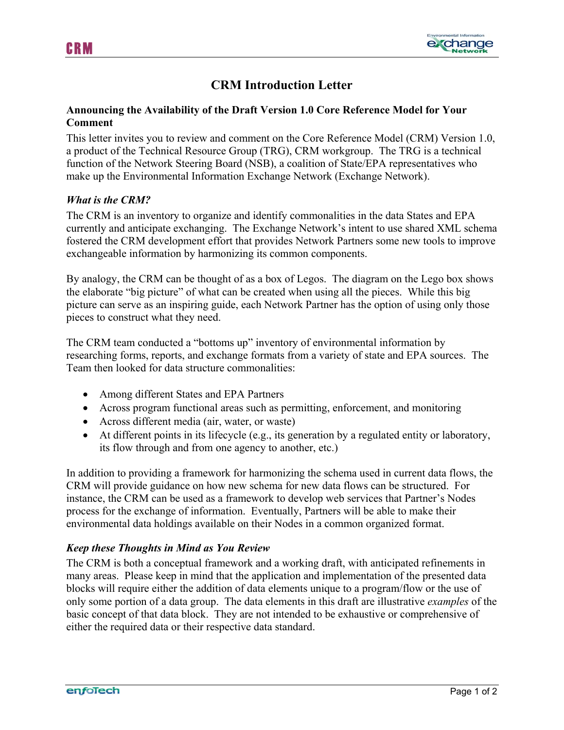# CRM Introduction Letter

### Announcing the Availability of the Draft Version 1.0 Core Reference Model for Your Comment

This letter invites you to review and comment on the Core Reference Model (CRM) Version 1.0, a product of the Technical Resource Group (TRG), CRM workgroup. The TRG is a technical function of the Network Steering Board (NSB), a coalition of State/EPA representatives who make up the Environmental Information Exchange Network (Exchange Network).

### *What is the CRM?*

The CRM is an inventory to organize and identify commonalities in the data States and EPA currently and anticipate exchanging. The Exchange Network's intent to use shared XML schema fostered the CRM development effort that provides Network Partners some new tools to improve exchangeable information by harmonizing its common components.

By analogy, the CRM can be thought of as a box of Legos. The diagram on the Lego box shows the elaborate "big picture" of what can be created when using all the pieces. While this big picture can serve as an inspiring guide, each Network Partner has the option of using only those pieces to construct what they need.

The CRM team conducted a "bottoms up" inventory of environmental information by researching forms, reports, and exchange formats from a variety of state and EPA sources. The Team then looked for data structure commonalities:

- Among different States and EPA Partners
- Across program functional areas such as permitting, enforcement, and monitoring
- Across different media (air, water, or waste)
- At different points in its lifecycle (e.g., its generation by a regulated entity or laboratory, its flow through and from one agency to another, etc.)

In addition to providing a framework for harmonizing the schema used in current data flows, the CRM will provide guidance on how new schema for new data flows can be structured. For instance, the CRM can be used as a framework to develop web services that Partner's Nodes process for the exchange of information. Eventually, Partners will be able to make their environmental data holdings available on their Nodes in a common organized format.

### *Keep these Thoughts in Mind as You Review*

The CRM is both a conceptual framework and a working draft, with anticipated refinements in many areas. Please keep in mind that the application and implementation of the presented data blocks will require either the addition of data elements unique to a program/flow or the use of only some portion of a data group. The data elements in this draft are illustrative *examples* of the basic concept of that data block. They are not intended to be exhaustive or comprehensive of either the required data or their respective data standard.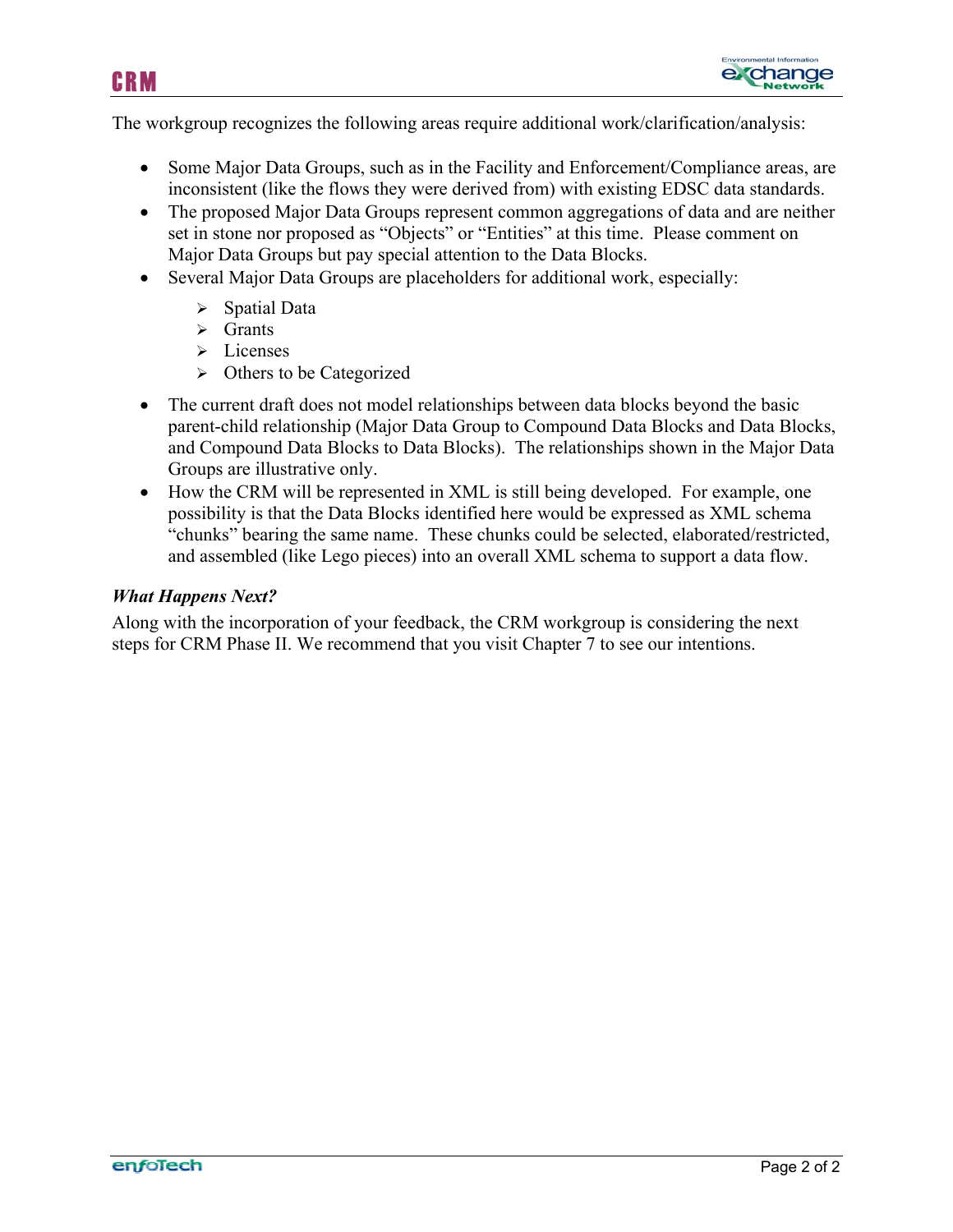The workgroup recognizes the following areas require additional work/clarification/analysis:

- Some Major Data Groups, such as in the Facility and Enforcement/Compliance areas, are inconsistent (like the flows they were derived from) with existing EDSC data standards.
- The proposed Major Data Groups represent common aggregations of data and are neither set in stone nor proposed as "Objects" or "Entities" at this time. Please comment on Major Data Groups but pay special attention to the Data Blocks.
- Several Major Data Groups are placeholders for additional work, especially:
  - Spatial Data
  - Grants
  - Licenses
  - Others to be Categorized
- The current draft does not model relationships between data blocks beyond the basic parent-child relationship (Major Data Group to Compound Data Blocks and Data Blocks, and Compound Data Blocks to Data Blocks). The relationships shown in the Major Data Groups are illustrative only.
- How the CRM will be represented in XML is still being developed. For example, one possibility is that the Data Blocks identified here would be expressed as XML schema "chunks" bearing the same name. These chunks could be selected, elaborated/restricted, and assembled (like Lego pieces) into an overall XML schema to support a data flow.

***What Happens Next?***

Along with the incorporation of your feedback, the CRM workgroup is considering the next steps for CRM Phase II. We recommend that you visit Chapter 7 to see our intentions.